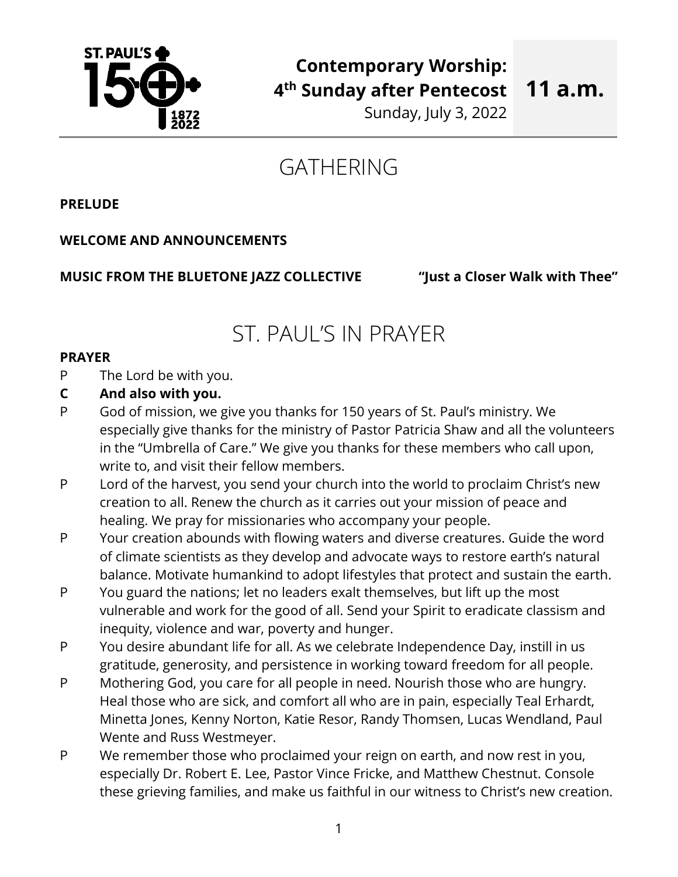# Contemporary Worship: 4th Sunday after Pentecost

**11 a.m.**

Sunday, July 3, 2022

## GATHERING

**PRELUDE**

**WELCOME AND ANNOUNCEMENTS**

**MUSIC FROM THE BLUETONE JAZZ COLLECTIVE** **"Just a Closer Walk with Thee"**

## ST. PAUL'S IN PRAYER

**PRAYER**

P The Lord be with you.

**C And also with you.**

P God of mission, we give you thanks for 150 years of St. Paul's ministry. We especially give thanks for the ministry of Pastor Patricia Shaw and all the volunteers in the "Umbrella of Care." We give you thanks for these members who call upon, write to, and visit their fellow members.

P Lord of the harvest, you send your church into the world to proclaim Christ's new creation to all. Renew the church as it carries out your mission of peace and healing. We pray for missionaries who accompany your people.

P Your creation abounds with flowing waters and diverse creatures. Guide the word of climate scientists as they develop and advocate ways to restore earth's natural balance. Motivate humankind to adopt lifestyles that protect and sustain the earth.

P You guard the nations; let no leaders exalt themselves, but lift up the most vulnerable and work for the good of all. Send your Spirit to eradicate classism and inequity, violence and war, poverty and hunger.

P You desire abundant life for all. As we celebrate Independence Day, instill in us gratitude, generosity, and persistence in working toward freedom for all people.

P Mothering God, you care for all people in need. Nourish those who are hungry. Heal those who are sick, and comfort all who are in pain, especially Teal Erhardt, Minetta Jones, Kenny Norton, Katie Resor, Randy Thomsen, Lucas Wendland, Paul Wente and Russ Westmeyer.

P We remember those who proclaimed your reign on earth, and now rest in you, especially Dr. Robert E. Lee, Pastor Vince Fricke, and Matthew Chestnut. Console these grieving families, and make us faithful in our witness to Christ's new creation.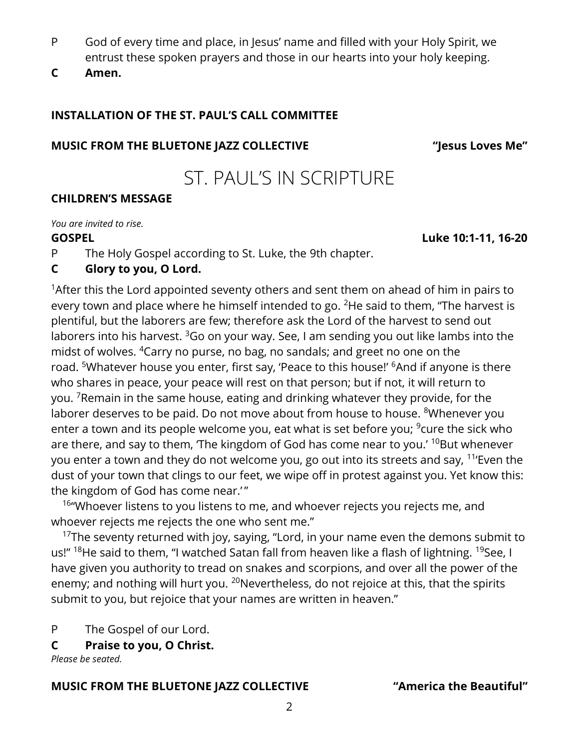P God of every time and place, in Jesus' name and filled with your Holy Spirit, we entrust these spoken prayers and those in our hearts into your holy keeping.

**C Amen.**

**INSTALLATION OF THE ST. PAUL'S CALL COMMITTEE**

**MUSIC FROM THE BLUETONE JAZZ COLLECTIVE "Jesus Loves Me"**

# ST. PAUL'S IN SCRIPTURE

**CHILDREN'S MESSAGE**

*You are invited to rise.*

**GOSPEL Luke 10:1-11, 16-20**

P The Holy Gospel according to St. Luke, the 9th chapter.

**C Glory to you, O Lord.**

[1]After this the Lord appointed seventy others and sent them on ahead of him in pairs to every town and place where he himself intended to go. [2]He said to them, "The harvest is plentiful, but the laborers are few; therefore ask the Lord of the harvest to send out laborers into his harvest. [3]Go on your way. See, I am sending you out like lambs into the midst of wolves. [4]Carry no purse, no bag, no sandals; and greet no one on the road. [5]Whatever house you enter, first say, 'Peace to this house!' [6]And if anyone is there who shares in peace, your peace will rest on that person; but if not, it will return to you. [7]Remain in the same house, eating and drinking whatever they provide, for the laborer deserves to be paid. Do not move about from house to house. [8]Whenever you enter a town and its people welcome you, eat what is set before you; [9]cure the sick who are there, and say to them, 'The kingdom of God has come near to you.' [10]But whenever you enter a town and they do not welcome you, go out into its streets and say, [11]'Even the dust of your town that clings to our feet, we wipe off in protest against you. Yet know this: the kingdom of God has come near.'"

[16]"Whoever listens to you listens to me, and whoever rejects you rejects me, and whoever rejects me rejects the one who sent me."

[17]The seventy returned with joy, saying, "Lord, in your name even the demons submit to us!" [18]He said to them, "I watched Satan fall from heaven like a flash of lightning. [19]See, I have given you authority to tread on snakes and scorpions, and over all the power of the enemy; and nothing will hurt you. [20]Nevertheless, do not rejoice at this, that the spirits submit to you, but rejoice that your names are written in heaven."

P The Gospel of our Lord.

**C Praise to you, O Christ.**

*Please be seated.*

**MUSIC FROM THE BLUETONE JAZZ COLLECTIVE "America the Beautiful"**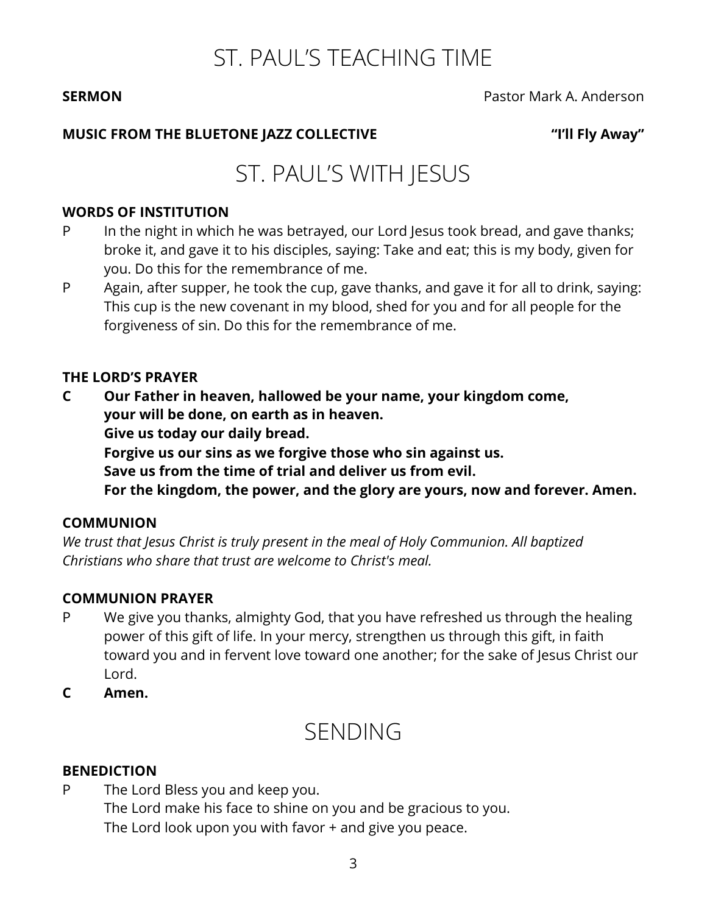# ST. PAUL'S TEACHING TIME

**SERMON** Pastor Mark A. Anderson

**MUSIC FROM THE BLUETONE JAZZ COLLECTIVE** **"I'll Fly Away"**

# ST. PAUL'S WITH JESUS

**WORDS OF INSTITUTION**

P In the night in which he was betrayed, our Lord Jesus took bread, and gave thanks; broke it, and gave it to his disciples, saying: Take and eat; this is my body, given for you. Do this for the remembrance of me.

P Again, after supper, he took the cup, gave thanks, and gave it for all to drink, saying: This cup is the new covenant in my blood, shed for you and for all people for the forgiveness of sin. Do this for the remembrance of me.

**THE LORD'S PRAYER**

**C Our Father in heaven, hallowed be your name, your kingdom come,**
**your will be done, on earth as in heaven.**
**Give us today our daily bread.**
**Forgive us our sins as we forgive those who sin against us.**
**Save us from the time of trial and deliver us from evil.**
**For the kingdom, the power, and the glory are yours, now and forever. Amen.**

**COMMUNION**

*We trust that Jesus Christ is truly present in the meal of Holy Communion. All baptized Christians who share that trust are welcome to Christ's meal.*

**COMMUNION PRAYER**

P We give you thanks, almighty God, that you have refreshed us through the healing power of this gift of life. In your mercy, strengthen us through this gift, in faith toward you and in fervent love toward one another; for the sake of Jesus Christ our Lord.

**C Amen.**

# SENDING

**BENEDICTION**

P The Lord Bless you and keep you.
The Lord make his face to shine on you and be gracious to you.
The Lord look upon you with favor + and give you peace.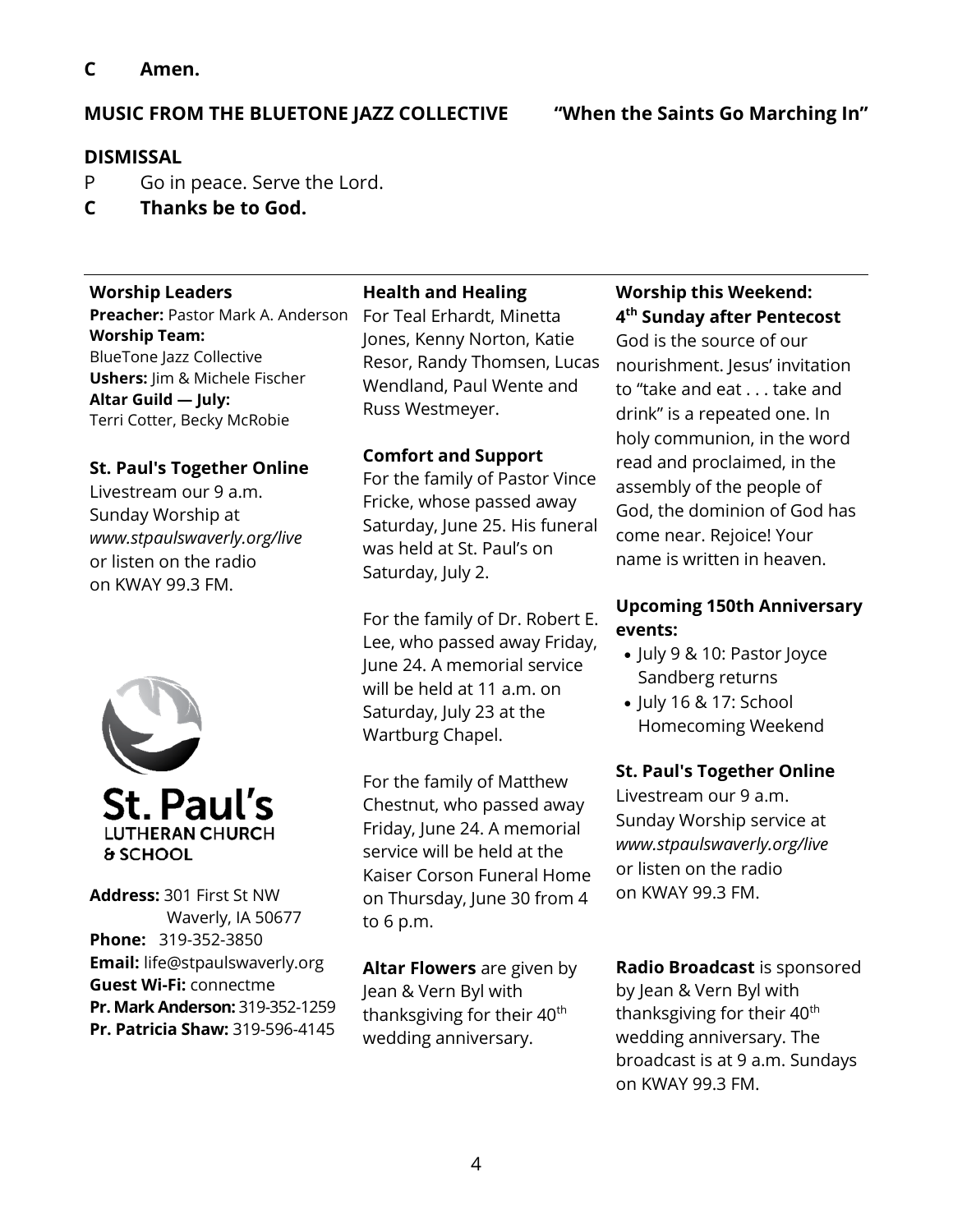**C Amen.**

**MUSIC FROM THE BLUETONE JAZZ COLLECTIVE "When the Saints Go Marching In"**

**DISMISSAL**

P Go in peace. Serve the Lord.

**C Thanks be to God.**

---

**Worship Leaders**

**Preacher:** Pastor Mark A. Anderson
**Worship Team:**
BlueTone Jazz Collective
**Ushers:** Jim & Michele Fischer
**Altar Guild — July:**
Terri Cotter, Becky McRobie

**St. Paul's Together Online**

Livestream our 9 a.m. Sunday Worship at *www.stpaulswaverly.org/live* or listen on the radio on KWAY 99.3 FM.

St. Paul's
LUTHERAN CHURCH
& SCHOOL

**Address:** 301 First St NW
Waverly, IA 50677
**Phone:** 319-352-3850
**Email:** life@stpaulswaverly.org
**Guest Wi-Fi:** connectme
**Pr. Mark Anderson:** 319-352-1259
**Pr. Patricia Shaw:** 319-596-4145

**Health and Healing**

For Teal Erhardt, Minetta Jones, Kenny Norton, Katie Resor, Randy Thomsen, Lucas Wendland, Paul Wente and Russ Westmeyer.

**Comfort and Support**

For the family of Pastor Vince Fricke, whose passed away Saturday, June 25. His funeral was held at St. Paul's on Saturday, July 2.

For the family of Dr. Robert E. Lee, who passed away Friday, June 24. A memorial service will be held at 11 a.m. on Saturday, July 23 at the Wartburg Chapel.

For the family of Matthew Chestnut, who passed away Friday, June 24. A memorial service will be held at the Kaiser Corson Funeral Home on Thursday, June 30 from 4 to 6 p.m.

**Altar Flowers** are given by Jean & Vern Byl with thanksgiving for their 40th wedding anniversary.

**Worship this Weekend: 4th Sunday after Pentecost**

God is the source of our nourishment. Jesus' invitation to "take and eat . . . take and drink" is a repeated one. In holy communion, in the word read and proclaimed, in the assembly of the people of God, the dominion of God has come near. Rejoice! Your name is written in heaven.

**Upcoming 150th Anniversary events:**

- July 9 & 10: Pastor Joyce Sandberg returns
- July 16 & 17: School Homecoming Weekend

**St. Paul's Together Online**

Livestream our 9 a.m. Sunday Worship service at *www.stpaulswaverly.org/live* or listen on the radio on KWAY 99.3 FM.

**Radio Broadcast** is sponsored by Jean & Vern Byl with thanksgiving for their 40th wedding anniversary. The broadcast is at 9 a.m. Sundays on KWAY 99.3 FM.